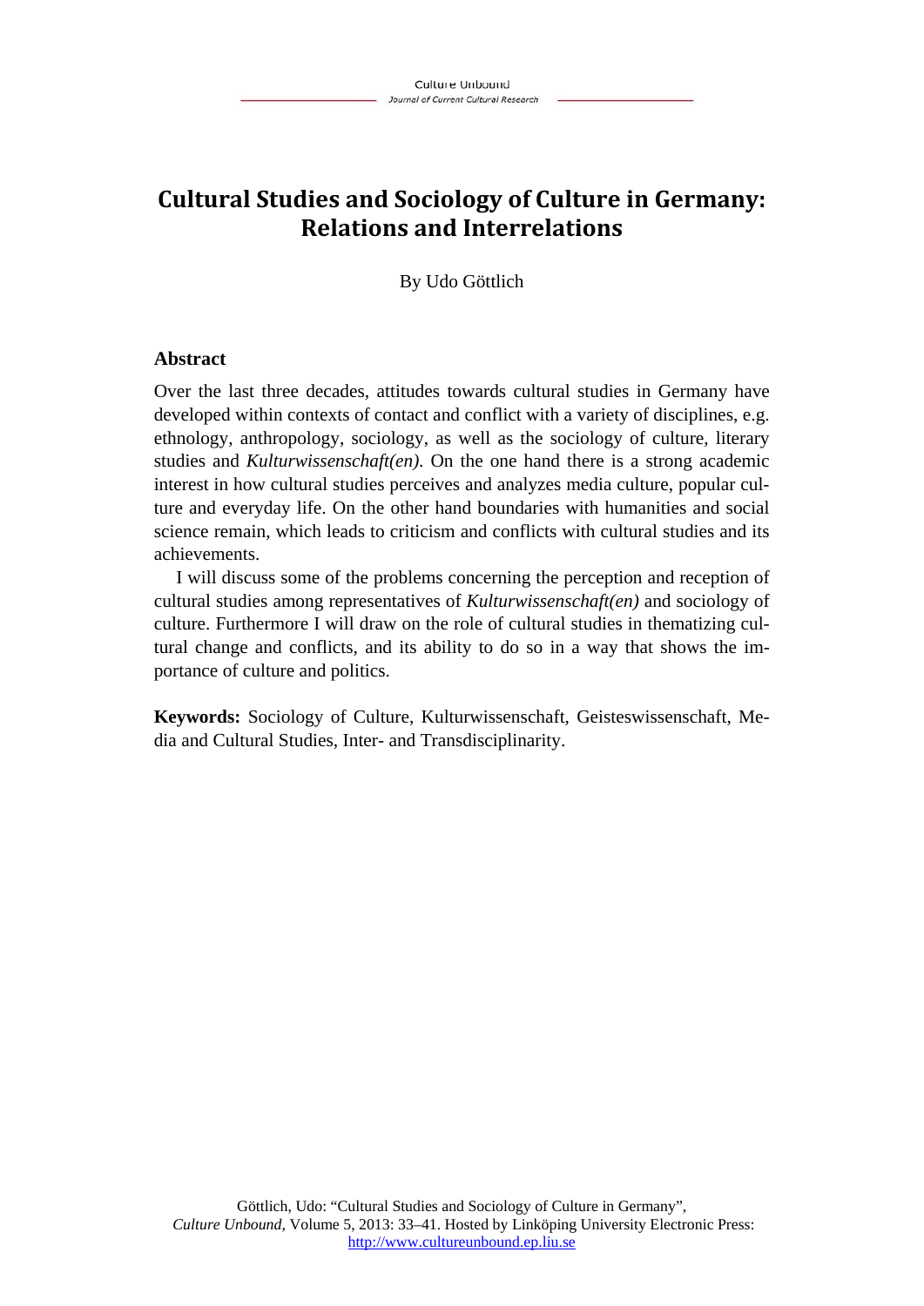# Cultural Studies and Sociology of Culture in Germany: Relations and Interrelations

By Udo Göttlich

## Abstract

Over the last three decades, attitudes towards cultural studies in Germany have developed within contexts of contact and conflict with a variety of disciplines, e.g. ethnology, anthropology, sociology, as well as the sociology of culture, literary studies and *Kulturwissenschaft(en)*. On the one hand there is a strong academic interest in how cultural studies perceives and analyzes media culture, popular culture and everyday life. On the other hand boundaries with humanities and social science remain, which leads to criticism and conflicts with cultural studies and its achievements.

I will discuss some of the problems concerning the perception and reception of cultural studies among representatives of *Kulturwissenschaft(en)* and sociology of culture. Furthermore I will draw on the role of cultural studies in thematizing cultural change and conflicts, and its ability to do so in a way that shows the importance of culture and politics.

**Keywords:** Sociology of Culture, Kulturwissenschaft, Geisteswissenschaft, Media and Cultural Studies, Inter- and Transdisciplinarity.

Göttlich, Udo: "Cultural Studies and Sociology of Culture in Germany", *Culture Unbound*, Volume 5, 2013: 33–41. Hosted by Linköping University Electronic Press: http://www.cultureunbound.ep.liu.se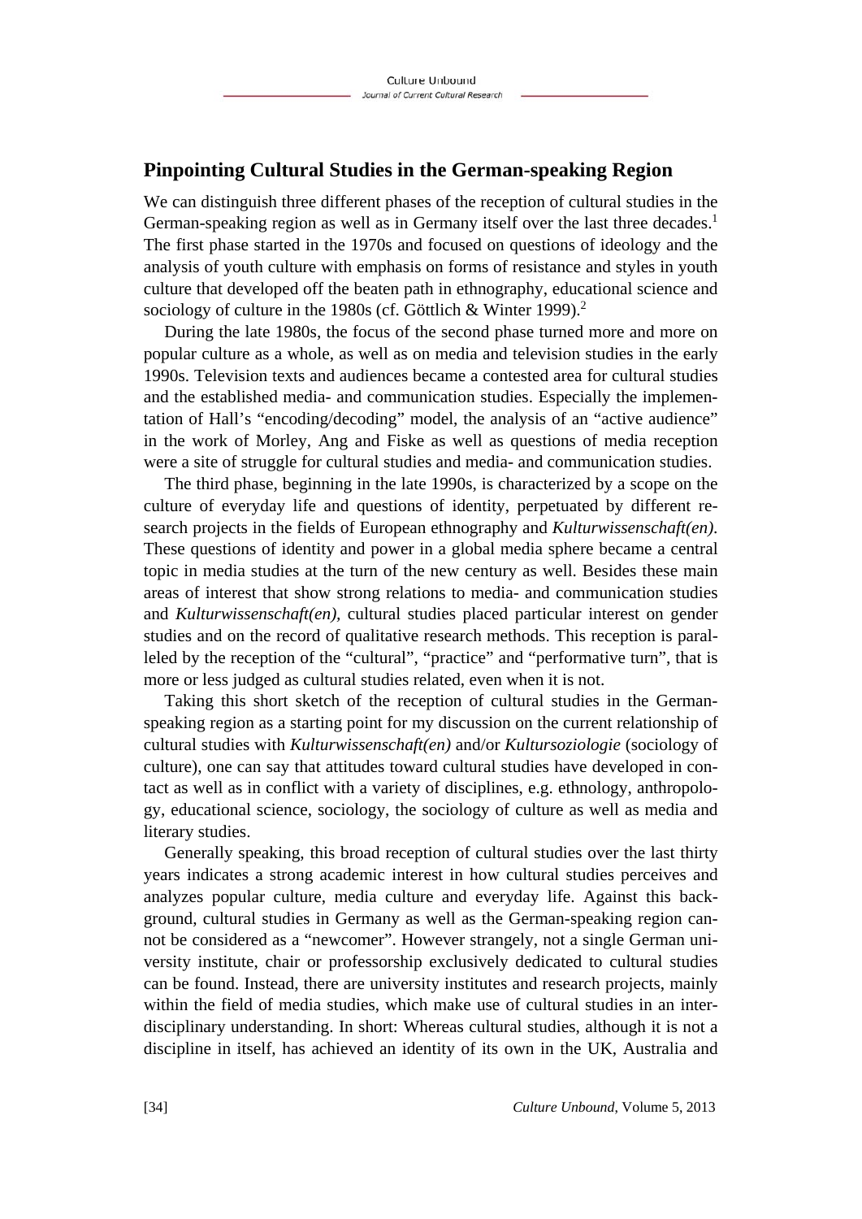## Pinpointing Cultural Studies in the German-speaking Region

We can distinguish three different phases of the reception of cultural studies in the German-speaking region as well as in Germany itself over the last three decades.[1] The first phase started in the 1970s and focused on questions of ideology and the analysis of youth culture with emphasis on forms of resistance and styles in youth culture that developed off the beaten path in ethnography, educational science and sociology of culture in the 1980s (cf. Göttlich & Winter 1999).[2]

During the late 1980s, the focus of the second phase turned more and more on popular culture as a whole, as well as on media and television studies in the early 1990s. Television texts and audiences became a contested area for cultural studies and the established media- and communication studies. Especially the implementation of Hall's "encoding/decoding" model, the analysis of an "active audience" in the work of Morley, Ang and Fiske as well as questions of media reception were a site of struggle for cultural studies and media- and communication studies.

The third phase, beginning in the late 1990s, is characterized by a scope on the culture of everyday life and questions of identity, perpetuated by different research projects in the fields of European ethnography and *Kulturwissenschaft(en).* These questions of identity and power in a global media sphere became a central topic in media studies at the turn of the new century as well. Besides these main areas of interest that show strong relations to media- and communication studies and *Kulturwissenschaft(en),* cultural studies placed particular interest on gender studies and on the record of qualitative research methods. This reception is paralleled by the reception of the "cultural", "practice" and "performative turn", that is more or less judged as cultural studies related, even when it is not.

Taking this short sketch of the reception of cultural studies in the German-speaking region as a starting point for my discussion on the current relationship of cultural studies with *Kulturwissenschaft(en)* and/or *Kultursoziologie* (sociology of culture), one can say that attitudes toward cultural studies have developed in contact as well as in conflict with a variety of disciplines, e.g. ethnology, anthropology, educational science, sociology, the sociology of culture as well as media and literary studies.

Generally speaking, this broad reception of cultural studies over the last thirty years indicates a strong academic interest in how cultural studies perceives and analyzes popular culture, media culture and everyday life. Against this background, cultural studies in Germany as well as the German-speaking region cannot be considered as a "newcomer". However strangely, not a single German university institute, chair or professorship exclusively dedicated to cultural studies can be found. Instead, there are university institutes and research projects, mainly within the field of media studies, which make use of cultural studies in an interdisciplinary understanding. In short: Whereas cultural studies, although it is not a discipline in itself, has achieved an identity of its own in the UK, Australia and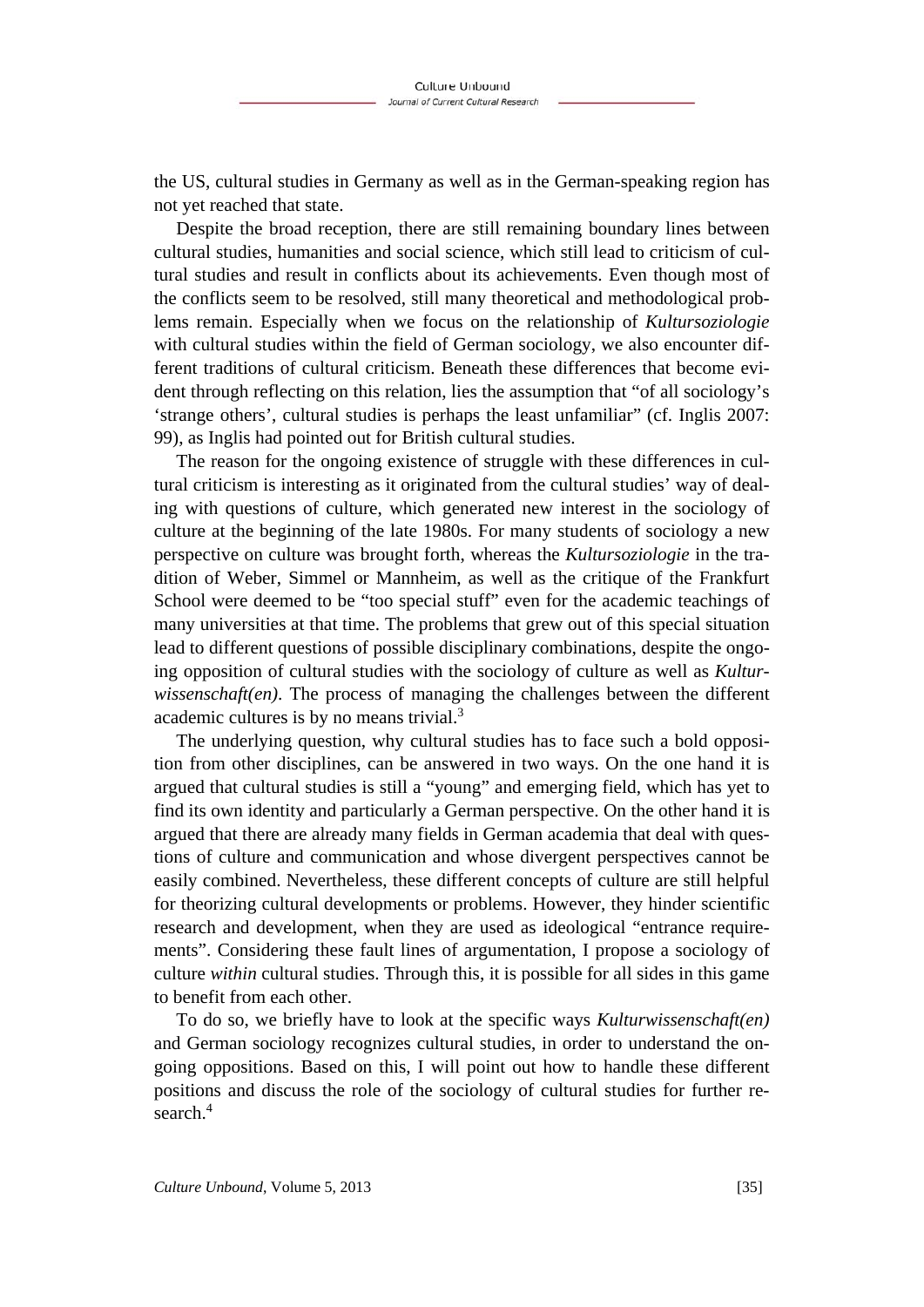the US, cultural studies in Germany as well as in the German-speaking region has not yet reached that state.

Despite the broad reception, there are still remaining boundary lines between cultural studies, humanities and social science, which still lead to criticism of cultural studies and result in conflicts about its achievements. Even though most of the conflicts seem to be resolved, still many theoretical and methodological problems remain. Especially when we focus on the relationship of *Kultursoziologie* with cultural studies within the field of German sociology, we also encounter different traditions of cultural criticism. Beneath these differences that become evident through reflecting on this relation, lies the assumption that "of all sociology's 'strange others', cultural studies is perhaps the least unfamiliar" (cf. Inglis 2007: 99), as Inglis had pointed out for British cultural studies.

The reason for the ongoing existence of struggle with these differences in cultural criticism is interesting as it originated from the cultural studies' way of dealing with questions of culture, which generated new interest in the sociology of culture at the beginning of the late 1980s. For many students of sociology a new perspective on culture was brought forth, whereas the *Kultursoziologie* in the tradition of Weber, Simmel or Mannheim, as well as the critique of the Frankfurt School were deemed to be "too special stuff" even for the academic teachings of many universities at that time. The problems that grew out of this special situation lead to different questions of possible disciplinary combinations, despite the ongoing opposition of cultural studies with the sociology of culture as well as *Kulturwissenschaft(en)*. The process of managing the challenges between the different academic cultures is by no means trivial.[3]

The underlying question, why cultural studies has to face such a bold opposition from other disciplines, can be answered in two ways. On the one hand it is argued that cultural studies is still a "young" and emerging field, which has yet to find its own identity and particularly a German perspective. On the other hand it is argued that there are already many fields in German academia that deal with questions of culture and communication and whose divergent perspectives cannot be easily combined. Nevertheless, these different concepts of culture are still helpful for theorizing cultural developments or problems. However, they hinder scientific research and development, when they are used as ideological "entrance requirements". Considering these fault lines of argumentation, I propose a sociology of culture *within* cultural studies. Through this, it is possible for all sides in this game to benefit from each other.

To do so, we briefly have to look at the specific ways *Kulturwissenschaft(en)* and German sociology recognizes cultural studies, in order to understand the ongoing oppositions. Based on this, I will point out how to handle these different positions and discuss the role of the sociology of cultural studies for further research.[4]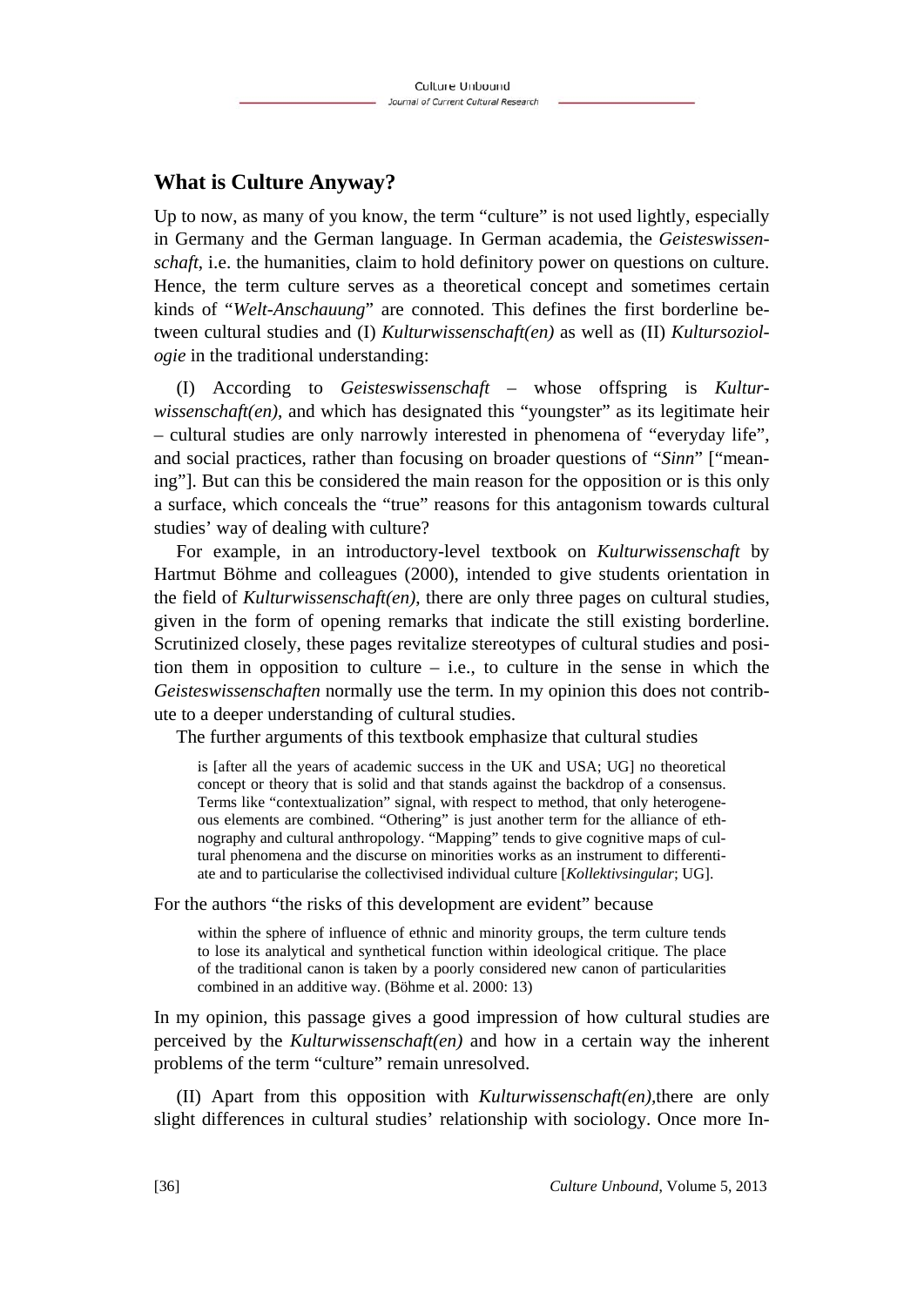## What is Culture Anyway?

Up to now, as many of you know, the term "culture" is not used lightly, especially in Germany and the German language. In German academia, the *Geisteswissenschaft*, i.e. the humanities, claim to hold definitory power on questions on culture. Hence, the term culture serves as a theoretical concept and sometimes certain kinds of "*Welt-Anschauung*" are connoted. This defines the first borderline between cultural studies and (I) *Kulturwissenschaft(en)* as well as (II) *Kultursoziologie* in the traditional understanding:

(I) According to *Geisteswissenschaft* – whose offspring is *Kulturwissenschaft(en)*, and which has designated this "youngster" as its legitimate heir – cultural studies are only narrowly interested in phenomena of "everyday life", and social practices, rather than focusing on broader questions of "*Sinn*" ["meaning"]. But can this be considered the main reason for the opposition or is this only a surface, which conceals the "true" reasons for this antagonism towards cultural studies' way of dealing with culture?

For example, in an introductory-level textbook on *Kulturwissenschaft* by Hartmut Böhme and colleagues (2000), intended to give students orientation in the field of *Kulturwissenschaft(en)*, there are only three pages on cultural studies, given in the form of opening remarks that indicate the still existing borderline. Scrutinized closely, these pages revitalize stereotypes of cultural studies and position them in opposition to culture – i.e., to culture in the sense in which the *Geisteswissenschaften* normally use the term. In my opinion this does not contribute to a deeper understanding of cultural studies.

The further arguments of this textbook emphasize that cultural studies

> is [after all the years of academic success in the UK and USA; UG] no theoretical concept or theory that is solid and that stands against the backdrop of a consensus. Terms like "contextualization" signal, with respect to method, that only heterogeneous elements are combined. "Othering" is just another term for the alliance of ethnography and cultural anthropology. "Mapping" tends to give cognitive maps of cultural phenomena and the discurse on minorities works as an instrument to differentiate and to particularise the collectivised individual culture [*Kollektivsingular*; UG].

For the authors "the risks of this development are evident" because

> within the sphere of influence of ethnic and minority groups, the term culture tends to lose its analytical and synthetical function within ideological critique. The place of the traditional canon is taken by a poorly considered new canon of particularities combined in an additive way. (Böhme et al. 2000: 13)

In my opinion, this passage gives a good impression of how cultural studies are perceived by the *Kulturwissenschaft(en)* and how in a certain way the inherent problems of the term "culture" remain unresolved.

(II) Apart from this opposition with *Kulturwissenschaft(en)*,there are only slight differences in cultural studies' relationship with sociology. Once more In-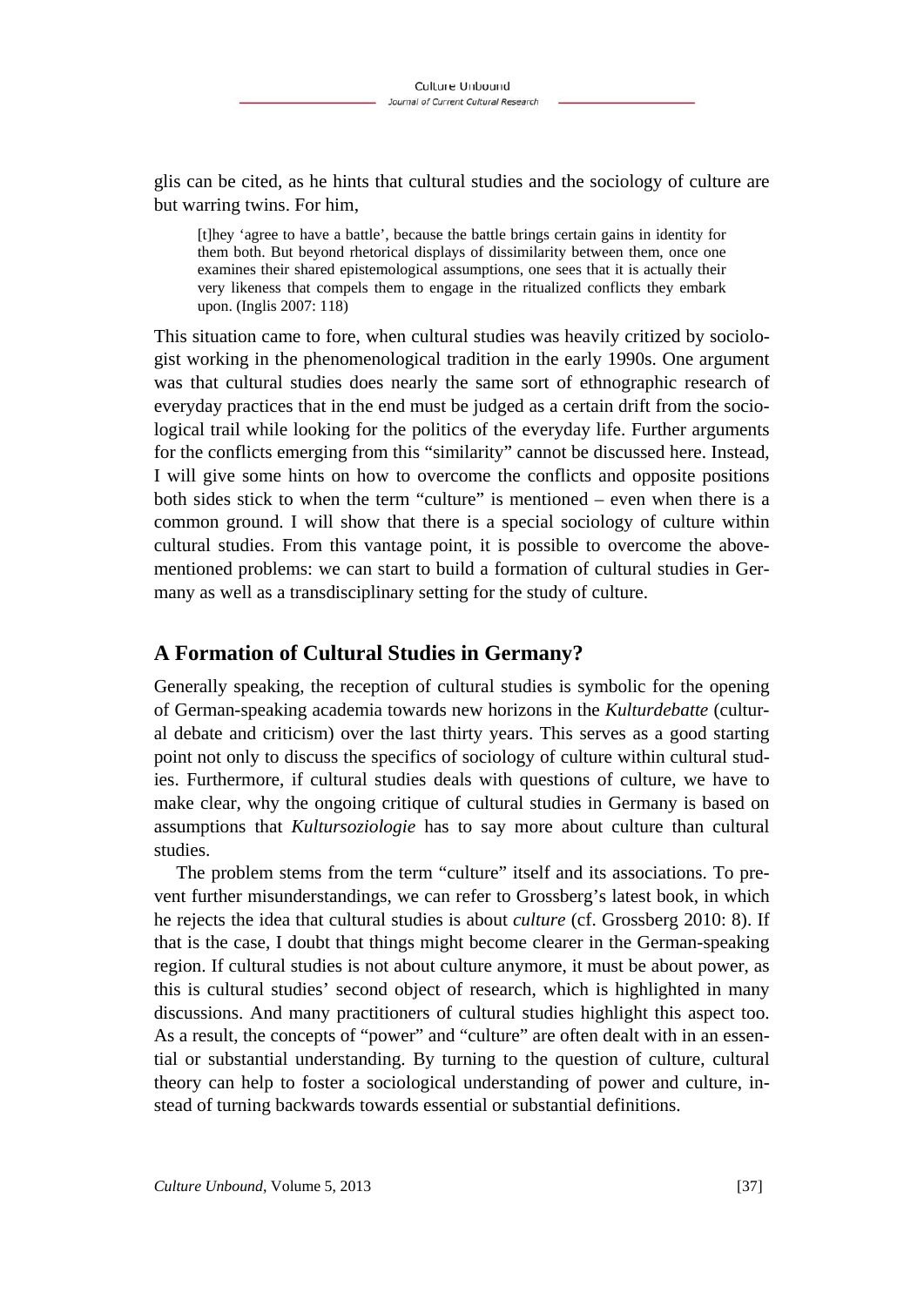glis can be cited, as he hints that cultural studies and the sociology of culture are but warring twins. For him,

> [t]hey 'agree to have a battle', because the battle brings certain gains in identity for them both. But beyond rhetorical displays of dissimilarity between them, once one examines their shared epistemological assumptions, one sees that it is actually their very likeness that compels them to engage in the ritualized conflicts they embark upon. (Inglis 2007: 118)

This situation came to fore, when cultural studies was heavily critized by sociologist working in the phenomenological tradition in the early 1990s. One argument was that cultural studies does nearly the same sort of ethnographic research of everyday practices that in the end must be judged as a certain drift from the sociological trail while looking for the politics of the everyday life. Further arguments for the conflicts emerging from this "similarity" cannot be discussed here. Instead, I will give some hints on how to overcome the conflicts and opposite positions both sides stick to when the term "culture" is mentioned – even when there is a common ground. I will show that there is a special sociology of culture within cultural studies. From this vantage point, it is possible to overcome the above-mentioned problems: we can start to build a formation of cultural studies in Germany as well as a transdisciplinary setting for the study of culture.

## A Formation of Cultural Studies in Germany?

Generally speaking, the reception of cultural studies is symbolic for the opening of German-speaking academia towards new horizons in the *Kulturdebatte* (cultural debate and criticism) over the last thirty years. This serves as a good starting point not only to discuss the specifics of sociology of culture within cultural studies. Furthermore, if cultural studies deals with questions of culture, we have to make clear, why the ongoing critique of cultural studies in Germany is based on assumptions that *Kultursoziologie* has to say more about culture than cultural studies.

The problem stems from the term "culture" itself and its associations. To prevent further misunderstandings, we can refer to Grossberg's latest book, in which he rejects the idea that cultural studies is about *culture* (cf. Grossberg 2010: 8). If that is the case, I doubt that things might become clearer in the German-speaking region. If cultural studies is not about culture anymore, it must be about power, as this is cultural studies' second object of research, which is highlighted in many discussions. And many practitioners of cultural studies highlight this aspect too. As a result, the concepts of "power" and "culture" are often dealt with in an essential or substantial understanding. By turning to the question of culture, cultural theory can help to foster a sociological understanding of power and culture, instead of turning backwards towards essential or substantial definitions.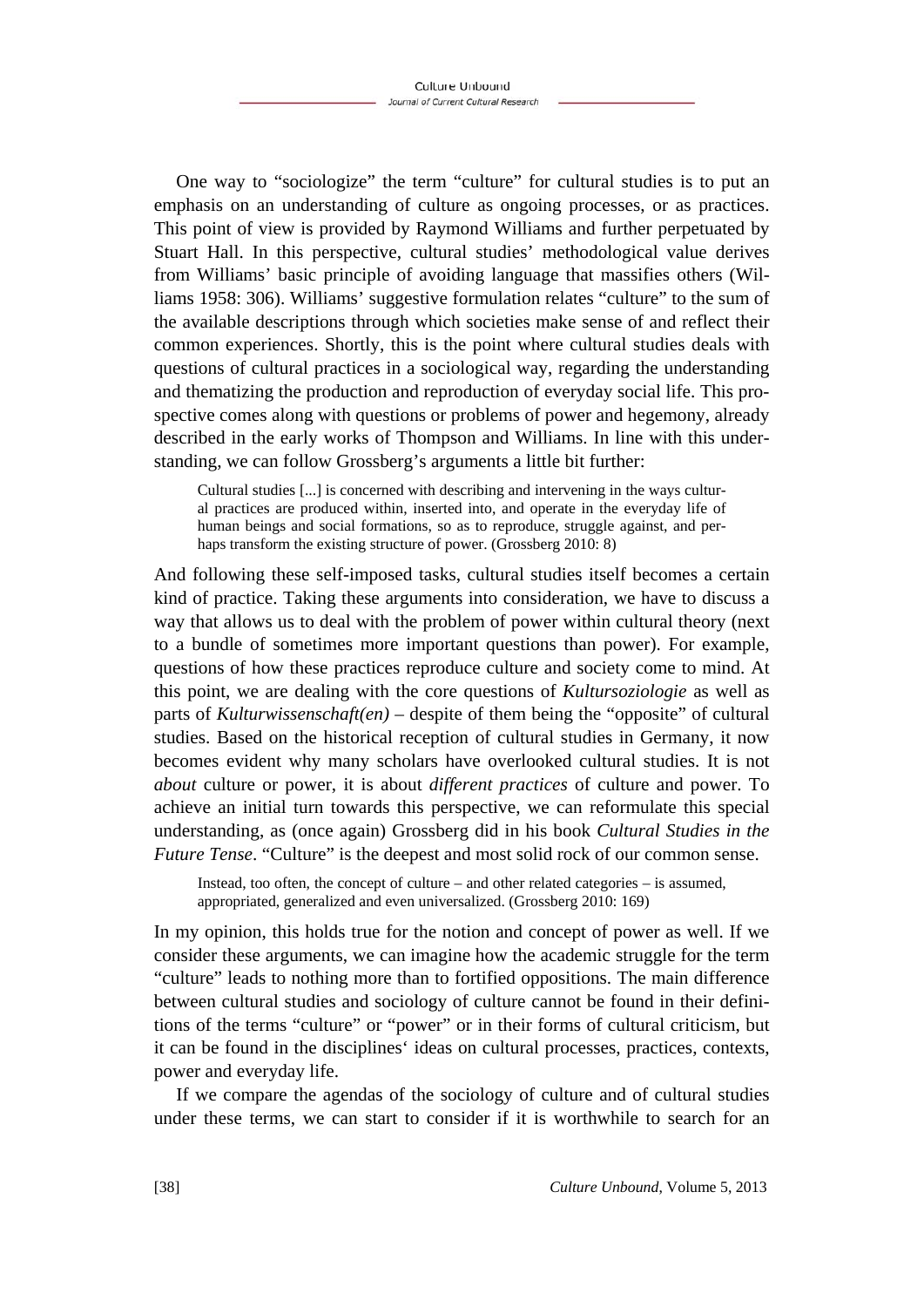One way to "sociologize" the term "culture" for cultural studies is to put an emphasis on an understanding of culture as ongoing processes, or as practices. This point of view is provided by Raymond Williams and further perpetuated by Stuart Hall. In this perspective, cultural studies' methodological value derives from Williams' basic principle of avoiding language that massifies others (Williams 1958: 306). Williams' suggestive formulation relates "culture" to the sum of the available descriptions through which societies make sense of and reflect their common experiences. Shortly, this is the point where cultural studies deals with questions of cultural practices in a sociological way, regarding the understanding and thematizing the production and reproduction of everyday social life. This prospective comes along with questions or problems of power and hegemony, already described in the early works of Thompson and Williams. In line with this understanding, we can follow Grossberg's arguments a little bit further:

> Cultural studies [...] is concerned with describing and intervening in the ways cultural practices are produced within, inserted into, and operate in the everyday life of human beings and social formations, so as to reproduce, struggle against, and perhaps transform the existing structure of power. (Grossberg 2010: 8)

And following these self-imposed tasks, cultural studies itself becomes a certain kind of practice. Taking these arguments into consideration, we have to discuss a way that allows us to deal with the problem of power within cultural theory (next to a bundle of sometimes more important questions than power). For example, questions of how these practices reproduce culture and society come to mind. At this point, we are dealing with the core questions of *Kultursoziologie* as well as parts of *Kulturwissenschaft(en)* – despite of them being the "opposite" of cultural studies. Based on the historical reception of cultural studies in Germany, it now becomes evident why many scholars have overlooked cultural studies. It is not *about* culture or power, it is about *different practices* of culture and power. To achieve an initial turn towards this perspective, we can reformulate this special understanding, as (once again) Grossberg did in his book *Cultural Studies in the Future Tense*. "Culture" is the deepest and most solid rock of our common sense.

> Instead, too often, the concept of culture – and other related categories – is assumed, appropriated, generalized and even universalized. (Grossberg 2010: 169)

In my opinion, this holds true for the notion and concept of power as well. If we consider these arguments, we can imagine how the academic struggle for the term "culture" leads to nothing more than to fortified oppositions. The main difference between cultural studies and sociology of culture cannot be found in their definitions of the terms "culture" or "power" or in their forms of cultural criticism, but it can be found in the disciplines' ideas on cultural processes, practices, contexts, power and everyday life.

If we compare the agendas of the sociology of culture and of cultural studies under these terms, we can start to consider if it is worthwhile to search for an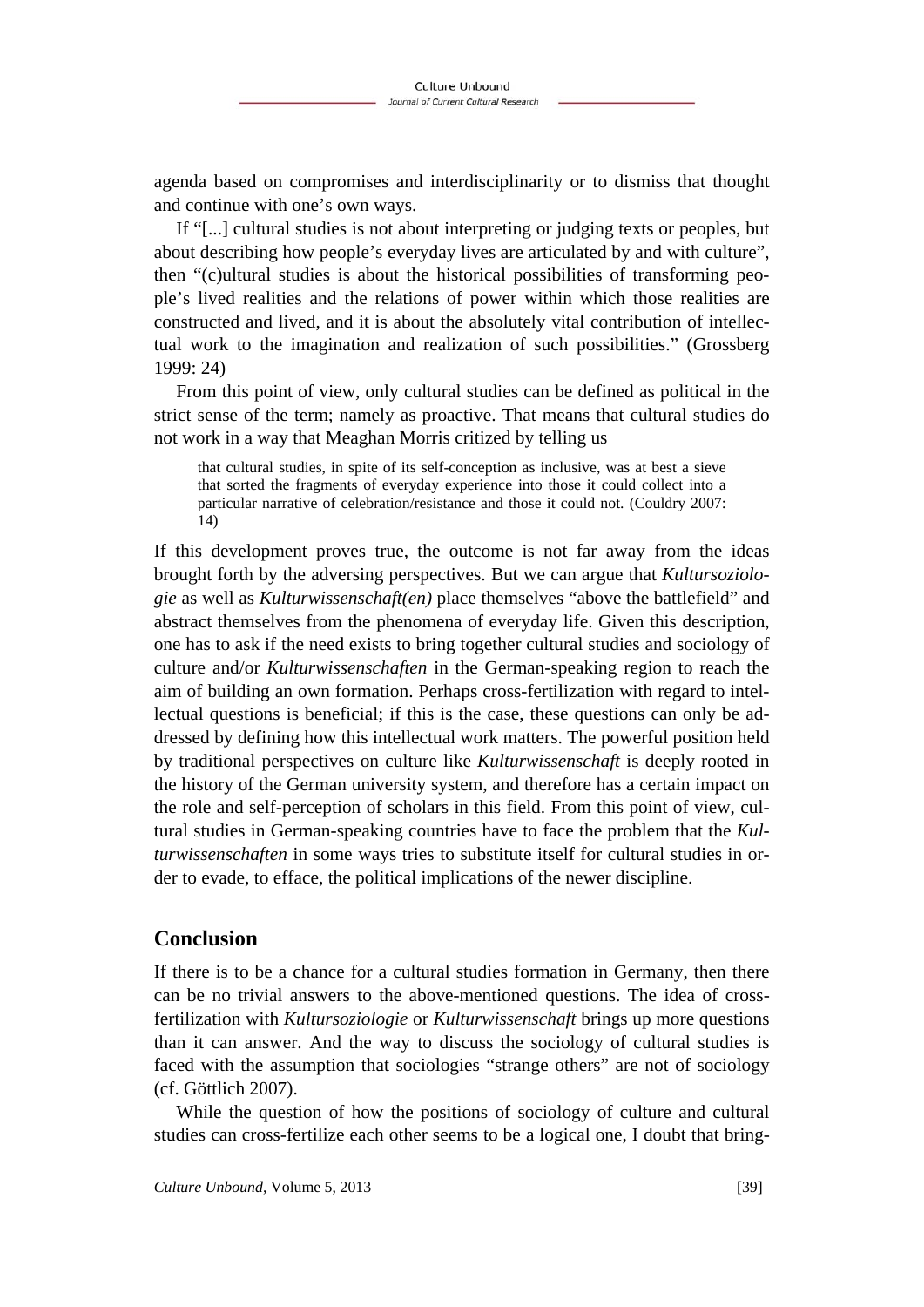agenda based on compromises and interdisciplinarity or to dismiss that thought and continue with one's own ways.

If "[...] cultural studies is not about interpreting or judging texts or peoples, but about describing how people's everyday lives are articulated by and with culture", then "(c)ultural studies is about the historical possibilities of transforming people's lived realities and the relations of power within which those realities are constructed and lived, and it is about the absolutely vital contribution of intellectual work to the imagination and realization of such possibilities." (Grossberg 1999: 24)

From this point of view, only cultural studies can be defined as political in the strict sense of the term; namely as proactive. That means that cultural studies do not work in a way that Meaghan Morris critized by telling us

> that cultural studies, in spite of its self-conception as inclusive, was at best a sieve that sorted the fragments of everyday experience into those it could collect into a particular narrative of celebration/resistance and those it could not. (Couldry 2007: 14)

If this development proves true, the outcome is not far away from the ideas brought forth by the adversing perspectives. But we can argue that *Kultursoziologie* as well as *Kulturwissenschaft(en)* place themselves "above the battlefield" and abstract themselves from the phenomena of everyday life. Given this description, one has to ask if the need exists to bring together cultural studies and sociology of culture and/or *Kulturwissenschaften* in the German-speaking region to reach the aim of building an own formation. Perhaps cross-fertilization with regard to intellectual questions is beneficial; if this is the case, these questions can only be addressed by defining how this intellectual work matters. The powerful position held by traditional perspectives on culture like *Kulturwissenschaft* is deeply rooted in the history of the German university system, and therefore has a certain impact on the role and self-perception of scholars in this field. From this point of view, cultural studies in German-speaking countries have to face the problem that the *Kulturwissenschaften* in some ways tries to substitute itself for cultural studies in order to evade, to efface, the political implications of the newer discipline.

## Conclusion

If there is to be a chance for a cultural studies formation in Germany, then there can be no trivial answers to the above-mentioned questions. The idea of cross-fertilization with *Kultursoziologie* or *Kulturwissenschaft* brings up more questions than it can answer. And the way to discuss the sociology of cultural studies is faced with the assumption that sociologies "strange others" are not of sociology (cf. Göttlich 2007).

While the question of how the positions of sociology of culture and cultural studies can cross-fertilize each other seems to be a logical one, I doubt that bring-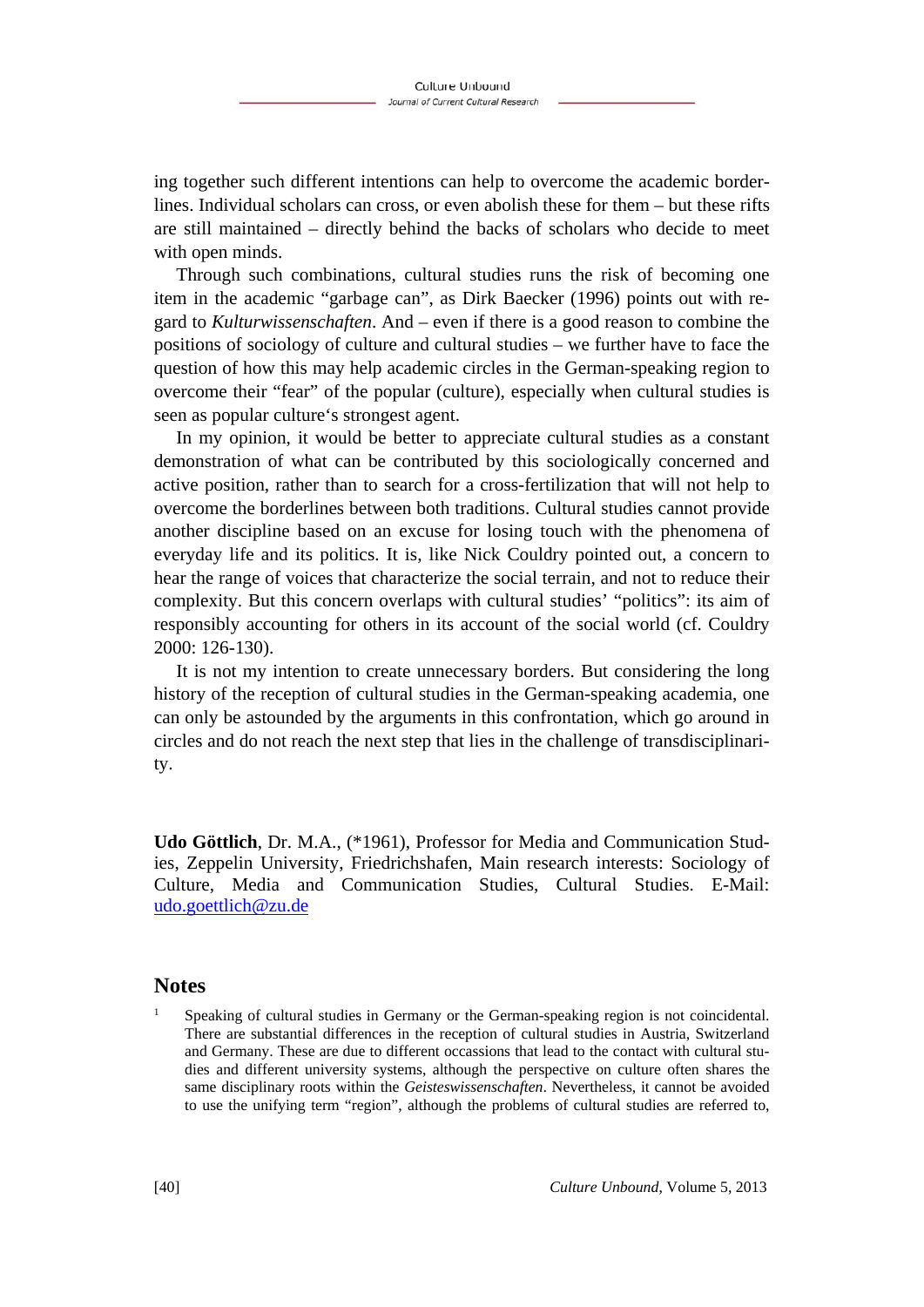ing together such different intentions can help to overcome the academic borderlines. Individual scholars can cross, or even abolish these for them – but these rifts are still maintained – directly behind the backs of scholars who decide to meet with open minds.

Through such combinations, cultural studies runs the risk of becoming one item in the academic "garbage can", as Dirk Baecker (1996) points out with regard to *Kulturwissenschaften*. And – even if there is a good reason to combine the positions of sociology of culture and cultural studies – we further have to face the question of how this may help academic circles in the German-speaking region to overcome their "fear" of the popular (culture), especially when cultural studies is seen as popular culture's strongest agent.

In my opinion, it would be better to appreciate cultural studies as a constant demonstration of what can be contributed by this sociologically concerned and active position, rather than to search for a cross-fertilization that will not help to overcome the borderlines between both traditions. Cultural studies cannot provide another discipline based on an excuse for losing touch with the phenomena of everyday life and its politics. It is, like Nick Couldry pointed out, a concern to hear the range of voices that characterize the social terrain, and not to reduce their complexity. But this concern overlaps with cultural studies' "politics": its aim of responsibly accounting for others in its account of the social world (cf. Couldry 2000: 126-130).

It is not my intention to create unnecessary borders. But considering the long history of the reception of cultural studies in the German-speaking academia, one can only be astounded by the arguments in this confrontation, which go around in circles and do not reach the next step that lies in the challenge of transdisciplinarity.

**Udo Göttlich**, Dr. M.A., (*1961), Professor for Media and Communication Studies, Zeppelin University, Friedrichshafen, Main research interests: Sociology of Culture, Media and Communication Studies, Cultural Studies. E-Mail: udo.goettlich@zu.de

## Notes

[1] Speaking of cultural studies in Germany or the German-speaking region is not coincidental. There are substantial differences in the reception of cultural studies in Austria, Switzerland and Germany. These are due to different occassions that lead to the contact with cultural studies and different university systems, although the perspective on culture often shares the same disciplinary roots within the *Geisteswissenschaften*. Nevertheless, it cannot be avoided to use the unifying term "region", although the problems of cultural studies are referred to,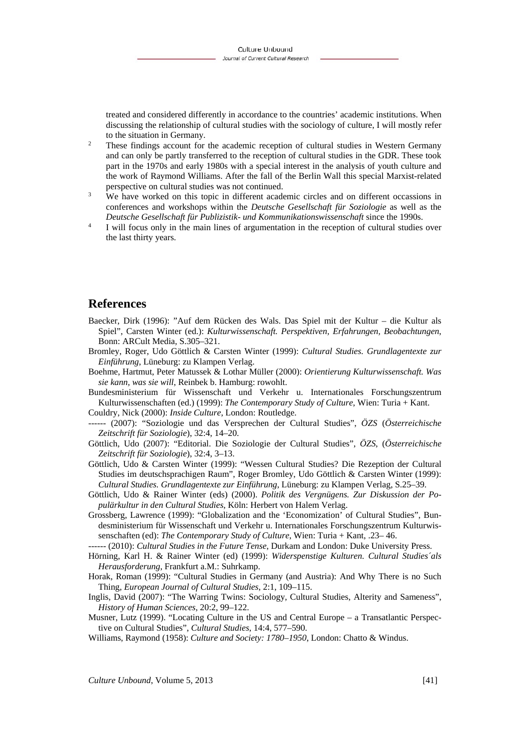treated and considered differently in accordance to the countries' academic institutions. When discussing the relationship of cultural studies with the sociology of culture, I will mostly refer to the situation in Germany.

[2] These findings account for the academic reception of cultural studies in Western Germany and can only be partly transferred to the reception of cultural studies in the GDR. These took part in the 1970s and early 1980s with a special interest in the analysis of youth culture and the work of Raymond Williams. After the fall of the Berlin Wall this special Marxist-related perspective on cultural studies was not continued.

[3] We have worked on this topic in different academic circles and on different occassions in conferences and workshops within the *Deutsche Gesellschaft für Soziologie* as well as the *Deutsche Gesellschaft für Publizistik- und Kommunikationswissenschaft* since the 1990s.

[4] I will focus only in the main lines of argumentation in the reception of cultural studies over the last thirty years.

## References

Baecker, Dirk (1996): "Auf dem Rücken des Wals. Das Spiel mit der Kultur – die Kultur als Spiel", Carsten Winter (ed.): *Kulturwissenschaft. Perspektiven, Erfahrungen, Beobachtungen*, Bonn: ARCult Media, S.305–321.

Bromley, Roger, Udo Göttlich & Carsten Winter (1999): *Cultural Studies. Grundlagentexte zur Einführung*, Lüneburg: zu Klampen Verlag.

Boehme, Hartmut, Peter Matussek & Lothar Müller (2000): *Orientierung Kulturwissenschaft. Was sie kann, was sie will*, Reinbek b. Hamburg: rowohlt.

Bundesministerium für Wissenschaft und Verkehr u. Internationales Forschungszentrum Kulturwissenschaften (ed.) (1999): *The Contemporary Study of Culture*, Wien: Turia + Kant.

Couldry, Nick (2000): *Inside Culture*, London: Routledge.

------ (2007): "Soziologie und das Versprechen der Cultural Studies", *ÖZS* (*Österreichische Zeitschrift für Soziologie*), 32:4, 14–20.

Göttlich, Udo (2007): "Editorial. Die Soziologie der Cultural Studies", *ÖZS*, (*Österreichische Zeitschrift für Soziologie*), 32:4, 3–13.

Göttlich, Udo & Carsten Winter (1999): "Wessen Cultural Studies? Die Rezeption der Cultural Studies im deutschsprachigen Raum", Roger Bromley, Udo Göttlich & Carsten Winter (1999): *Cultural Studies. Grundlagentexte zur Einführung*, Lüneburg: zu Klampen Verlag, S.25–39.

Göttlich, Udo & Rainer Winter (eds) (2000). *Politik des Vergnügens. Zur Diskussion der Populärkultur in den Cultural Studies*, Köln: Herbert von Halem Verlag.

Grossberg, Lawrence (1999): "Globalization and the 'Economization' of Cultural Studies", Bundesministerium für Wissenschaft und Verkehr u. Internationales Forschungszentrum Kulturwissenschaften (ed): *The Contemporary Study of Culture*, Wien: Turia + Kant, .23– 46.

------ (2010): *Cultural Studies in the Future Tense*, Durkam and London: Duke University Press.

Hörning, Karl H. & Rainer Winter (ed) (1999): *Widerspenstige Kulturen. Cultural Studies´als Herausforderung*, Frankfurt a.M.: Suhrkamp.

Horak, Roman (1999): "Cultural Studies in Germany (and Austria): And Why There is no Such Thing, *European Journal of Cultural Studies*, 2:1, 109–115.

Inglis, David (2007): "The Warring Twins: Sociology, Cultural Studies, Alterity and Sameness", *History of Human Sciences*, 20:2, 99–122.

Musner, Lutz (1999). "Locating Culture in the US and Central Europe – a Transatlantic Perspective on Cultural Studies", *Cultural Studies*, 14:4, 577–590.

Williams, Raymond (1958): *Culture and Society: 1780–1950*, London: Chatto & Windus.